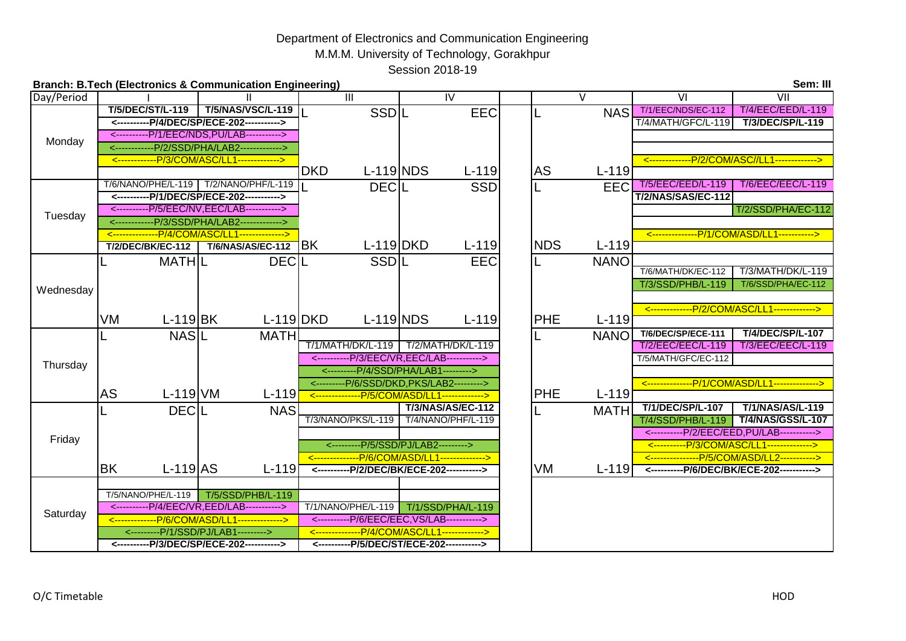# Department of Electronics and Communication Engineering

## M.M.M. University of Technology, Gorakhpur

### Session 2018-19

**Branch: B.Tech (Electronics & Communication Engineering)** **Sem: III**

| Day/Period | I | II | III | IV | | V | VI | VII |
|---|---|---|---|---|---|---|---|---|
| Monday | **T/5/DEC/ST/L-119** | **T/5/NAS/VSC/L-119** | L SSD | L EEC | | L NAS | T/1/EEC/NDS/EC-112 | T/4/EEC/EED/L-119 |
| | <----------P/4/DEC/SP/ECE-202----------> | | | | | | T/4/MATH/GFC/L-119 | **T/3/DEC/SP/L-119** |
| | <----------P/1/EEC/NDS,PU/LAB----------> | | | | | | | |
| | <------------P/2/SSD/PHA/LAB2------------> | | | | | | | |
| | <------------P/3/COM/ASC/LL1------------> | | | | | | <-------------P/2/COM/ASC//LL1-------------> | |
| | | | DKD L-119 | NDS L-119 | | AS L-119 | | |
| Tuesday | T/6/NANO/PHE/L-119 | T/2/NANO/PHF/L-119 | L DEC | L SSD | | L EEC | T/5/EEC/EED/L-119 | T/6/EEC/EEC/L-119 |
| | <----------P/1/DEC/SP/ECE-202----------> | | | | | | **T/2/NAS/SAS/EC-112** | |
| | <----------P/5/EEC/NV,EEC/LAB----------> | | | | | | | T/2/SSD/PHA/EC-112 |
| | <------------P/3/SSD/PHA/LAB2------------> | | | | | | | |
| | <--------------P/4/COM/ASC/LL1--------------> | | | | | | <--------------P/1/COM/ASD/LL1-----------> | |
| | **T/2/DEC/BK/EC-112** | **T/6/NAS/AS/EC-112** | BK L-119 | DKD L-119 | | NDS L-119 | | |
| Wednesday | L MATH | L DEC | L SSD | L EEC | | L NANO | | |
| | | | | | | | T/6/MATH/DK/EC-112 | T/3/MATH/DK/L-119 |
| | | | | | | | T/3/SSD/PHB/L-119 | T/6/SSD/PHA/EC-112 |
| | | | | | | | <-------------P/2/COM/ASC/LL1-------------> | |
| | VM L-119 | BK L-119 | DKD L-119 | NDS L-119 | | PHE L-119 | | |
| Thursday | L NAS | L MATH | | | | L NANO | **T/6/DEC/SP/ECE-111** | **T/4/DEC/SP/L-107** |
| | | | T/1/MATH/DK/L-119 | T/2/MATH/DK/L-119 | | | T/2/EEC/EEC/L-119 | T/3/EEC/EEC/L-119 |
| | | | <----------P/3/EEC/VR,EEC/LAB----------> | | | | T/5/MATH/GFC/EC-112 | |
| | | | <---------P/4/SSD/PHA/LAB1---------> | | | | | |
| | | | <---------P/6/SSD/DKD,PKS/LAB2---------> | | | | <--------------P/1/COM/ASD/LL1--------------> | |
| | AS L-119 | VM L-119 | <--------------P/5/COM/ASD/LL1-------------> | | | PHE L-119 | | |
| Friday | L DEC | L NAS | | **T/3/NAS/AS/EC-112** | | L MATH | **T/1/DEC/SP/L-107** | **T/1/NAS/AS/L-119** |
| | | | T/3/NANO/PKS/L-119 | T/4/NANO/PHF/L-119 | | | **T/4/SSD/PHB/L-119** | **T/4/NAS/GSS/L-107** |
| | | | | | | | <----------P/2/EEC/EED,PU/LAB----------> | |
| | | | <---------P/5/SSD/PJ/LAB2---------> | | | | <----------P/3/COM/ASC/LL1--------------> | |
| | | | <--------------P/6/COM/ASD/LL1-------------> | | | | <---------------P/5/COM/ASD/LL2-----------> | |
| | BK L-119 | AS L-119 | **<----------P/2/DEC/BK/ECE-202----------->** | | | VM L-119 | **<----------P/6/DEC/BK/ECE-202----------->** | |
| Saturday | | | | | | | | |
| | T/5/NANO/PHE/L-119 | T/5/SSD/PHB/L-119 | | | | | | |
| | <----------P/4/EEC/VR,EED/LAB----------> | | T/1/NANO/PHE/L-119 | T/1/SSD/PHA/L-119 | | | | |
| | <-------------P/6/COM/ASD/LL1--------------> | | <----------P/6/EEC/EEC,VS/LAB-----------> | | | | | |
| | <---------P/1/SSD/PJ/LAB1---------> | | <--------------P/4/COM/ASC/LL1-------------> | | | | | |
| | **<----------P/3/DEC/SP/ECE-202----------->** | | **<----------P/5/DEC/ST/ECE-202----------->** | | | | | |

O/C Timetable HOD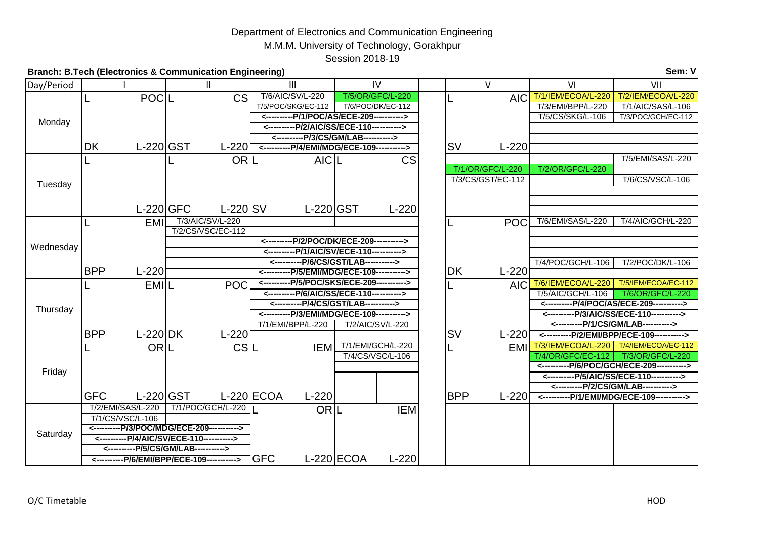Department of Electronics and Communication Engineering

M.M.M. University of Technology, Gorakhpur

Session 2018-19

**Branch: B.Tech (Electronics & Communication Engineering)** **Sem: V**

| Day/Period | I | II | III | IV | | V | VI | VII |
|---|---|---|---|---|---|---|---|---|
| Monday | L POC DK L-220 | L CS GST L-220 | T/6/AIC/SV/L-220<br>T/5/POC/SKG/EC-112 | T/5/OR/GFC/L-220<br>T/6/POC/DK/EC-112 | | L AIC SV L-220 | T/1/IEM/ECOA/L-220<br>T/3/EMI/BPP/L-220<br>T/5/CS/SKG/L-106 | T/2/IEM/ECOA/L-220<br>T/1/AIC/SAS/L-106<br>T/3/POC/GCH/EC-112 |
| | | | <----------P/1/POC/AS/ECE-209-----------><br><----------P/2/AIC/SS/ECE-110-----------><br><----------P/3/CS/GM/LAB-----------><br><----------P/4/EMI/MDG/ECE-109-----------> | | | | | |
| Tuesday | L L-220 | L OR GFC L-220 | L AIC SV L-220 | L CS GST L-220 | | T/1/OR/GFC/L-220<br>T/3/CS/GST/EC-112 | T/2/OR/GFC/L-220 | T/5/EMI/SAS/L-220<br>T/6/CS/VSC/L-106 |
| Wednesday | L EMI BPP L-220 | T/3/AIC/SV/L-220<br>T/2/CS/VSC/EC-112 | <----------P/2/POC/DK/ECE-209-----------><br><----------P/1/AIC/SV/ECE-110-----------><br><----------P/6/CS/GST/LAB-----------><br><----------P/5/EMI/MDG/ECE-109-----------> | | | L POC DK L-220 | T/6/EMI/SAS/L-220<br>T/4/POC/GCH/L-106 | T/4/AIC/GCH/L-220<br>T/2/POC/DK/L-106 |
| Thursday | L EMI BPP L-220 | L POC DK L-220 | <----------P/5/POC/SKS/ECE-209-----------><br><----------P/6/AIC/SS/ECE-110-----------><br><----------P/4/CS/GST/LAB-----------><br><----------P/3/EMI/MDG/ECE-109----------->T/1/EMI/BPP/L-220 | T/2/AIC/SV/L-220 | | L AIC SV L-220 | T/6/IEM/ECOA/L-220<br>T/5/AIC/GCH/L-106 | T/5/IEM/ECOA/EC-112<br>T/6/OR/GFC/L-220 |
| | | | | | | | <----------P/4/POC/AS/ECE-209-----------><br><----------P/3/AIC/SS/ECE-110-----------><br><----------P/1/CS/GM/LAB-----------><br><----------P/2/EMI/BPP/ECE-109-----------> | |
| Friday | L OR GFC L-220 | L CS GST L-220 | L IEM ECOA L-220 | T/1/EMI/GCH/L-220<br>T/4/CS/VSC/L-106 | | L EMI BPP L-220 | T/3/IEM/ECOA/L-220<br>T/4/OR/GFC/EC-112 | T/4/IEM/ECOA/EC-112<br>T/3/OR/GFC/L-220 |
| | | | | | | | <----------P/6/POC/GCH/ECE-209-----------><br><----------P/5/AIC/SS/ECE-110-----------><br><----------P/2/CS/GM/LAB-----------><br><----------P/1/EMI/MDG/ECE-109-----------> | |
| Saturday | T/2/EMI/SAS/L-220<br>T/1/CS/VSC/L-106 | T/1/POC/GCH/L-220 | L OR GFC L-220 | L IEM ECOA L-220 | | | | |
| | <----------P/3/POC/MDG/ECE-209-----------><br><----------P/4/AIC/SV/ECE-110-----------><br><----------P/5/CS/GM/LAB-----------><br><----------P/6/EMI/BPP/ECE-109-----------> | | | | | | | |

O/C Timetable HOD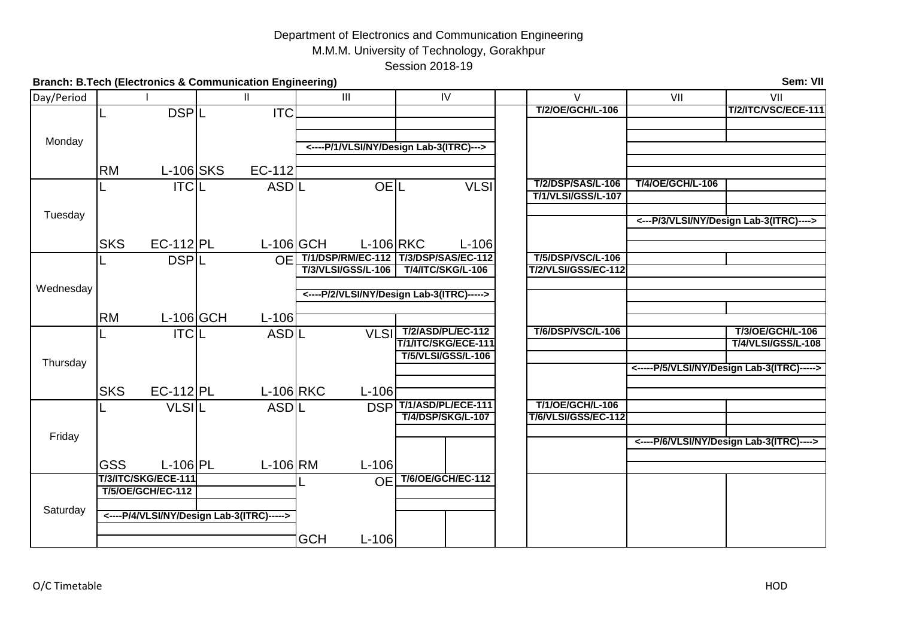Department of Electronics and Communication Engineering

M.M.M. University of Technology, Gorakhpur

Session 2018-19

**Branch: B.Tech (Electronics & Communication Engineering)** **Sem: VII**

| Day/Period | I | II | III | IV | | V | VII | VII |
|---|---|---|---|---|---|---|---|---|
| Monday | L DSP<br>RM L-106 | L ITC<br>SKS EC-112 | <----P/1/VLSI/NY/Design Lab-3(ITRC)---> | | | T/2/OE/GCH/L-106 | | T/2/ITC/VSC/ECE-111 |
| Tuesday | L ITC<br>SKS EC-112 | L ASD<br>PL L-106 | L OE<br>GCH L-106 | L VLSI<br>RKC L-106 | | T/2/DSP/SAS/L-106<br>T/1/VLSI/GSS/L-107 | T/4/OE/GCH/L-106<br><---P/3/VLSI/NY/Design Lab-3(ITRC)----> | |
| Wednesday | L DSP<br>RM L-106 | L OE<br>GCH L-106 | T/1/DSP/RM/EC-112<br>T/3/VLSI/GSS/L-106<br><----P/2/VLSI/NY/Design Lab-3(ITRC)-----> | T/3/DSP/SAS/EC-112<br>T/4/ITC/SKG/L-106 | | T/5/DSP/VSC/L-106<br>T/2/VLSI/GSS/EC-112 | | |
| Thursday | L ITC<br>SKS EC-112 | L ASD<br>PL L-106 | L VLSI<br>RKC L-106 | T/2/ASD/PL/EC-112<br>T/1/ITC/SKG/ECE-111<br>T/5/VLSI/GSS/L-106 | | T/6/DSP/VSC/L-106 | <-----P/5/VLSI/NY/Design Lab-3(ITRC)-----> | T/3/OE/GCH/L-106<br>T/4/VLSI/GSS/L-108 |
| Friday | L VLSI<br>GSS L-106 | L ASD<br>PL L-106 | L DSP<br>RM L-106 | T/1/ASD/PL/ECE-111<br>T/4/DSP/SKG/L-107 | | T/1/OE/GCH/L-106<br>T/6/VLSI/GSS/EC-112 | <----P/6/VLSI/NY/Design Lab-3(ITRC)----> | |
| Saturday | T/3/ITC/SKG/ECE-111<br>T/5/OE/GCH/EC-112<br><----P/4/VLSI/NY/Design Lab-3(ITRC)-----> | | L OE<br>GCH L-106 | T/6/OE/GCH/EC-112 | | | | |

O/C Timetable HOD